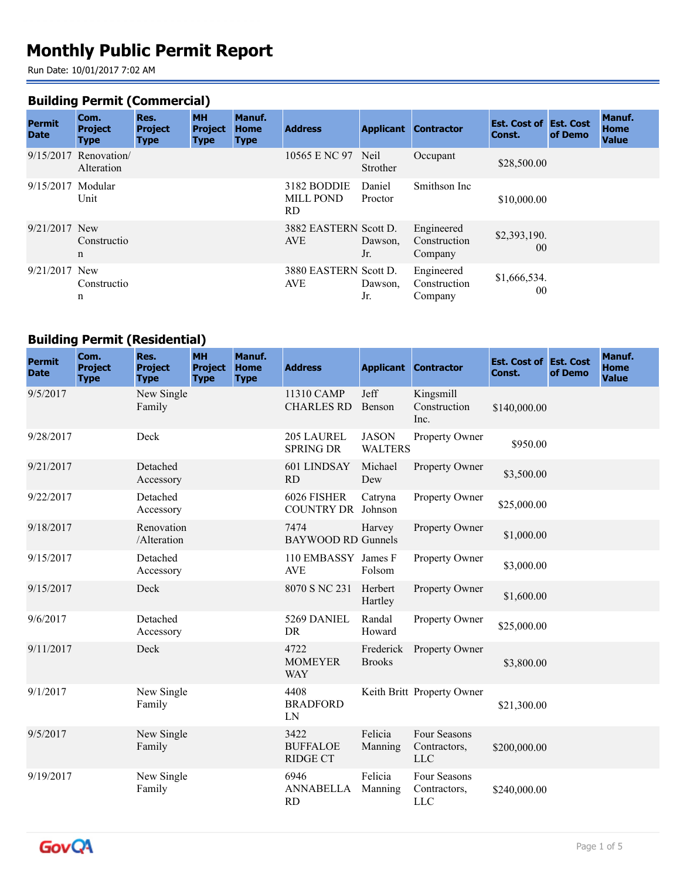# Monthly Public Permit Report

Run Date: 10/01/2017 7:02 AM

## Building Permit (Commercial)

| Permit Date | Com. Project Type | Res. Project Type | MH Project Type | Manuf. Home Type | Address | Applicant | Contractor | Est. Cost of Const. | Est. Cost of Demo | Manuf. Home Value |
|---|---|---|---|---|---|---|---|---|---|---|
| 9/15/2017 | Renovation/ Alteration | | | | 10565 E NC 97 | Neil Strother | Occupant | $28,500.00 | | |
| 9/15/2017 | Modular Unit | | | | 3182 BODDIE MILL POND RD | Daniel Proctor | Smithson Inc | $10,000.00 | | |
| 9/21/2017 | New Construction | | | | 3882 EASTERN AVE | Scott D. Dawson, Jr. | Engineered Construction Company | $2,393,190.00 | | |
| 9/21/2017 | New Construction | | | | 3880 EASTERN AVE | Scott D. Dawson, Jr. | Engineered Construction Company | $1,666,534.00 | | |

## Building Permit (Residential)

| Permit Date | Com. Project Type | Res. Project Type | MH Project Type | Manuf. Home Type | Address | Applicant | Contractor | Est. Cost of Const. | Est. Cost of Demo | Manuf. Home Value |
|---|---|---|---|---|---|---|---|---|---|---|
| 9/5/2017 | | New Single Family | | | 11310 CAMP CHARLES RD | Jeff Benson | Kingsmill Construction Inc. | $140,000.00 | | |
| 9/28/2017 | | Deck | | | 205 LAUREL SPRING DR | JASON WALTERS | Property Owner | $950.00 | | |
| 9/21/2017 | | Detached Accessory | | | 601 LINDSAY RD | Michael Dew | Property Owner | $3,500.00 | | |
| 9/22/2017 | | Detached Accessory | | | 6026 FISHER COUNTRY DR | Catryna Johnson | Property Owner | $25,000.00 | | |
| 9/18/2017 | | Renovation /Alteration | | | 7474 BAYWOOD RD | Harvey Gunnels | Property Owner | $1,000.00 | | |
| 9/15/2017 | | Detached Accessory | | | 110 EMBASSY AVE | James F Folsom | Property Owner | $3,000.00 | | |
| 9/15/2017 | | Deck | | | 8070 S NC 231 | Herbert Hartley | Property Owner | $1,600.00 | | |
| 9/6/2017 | | Detached Accessory | | | 5269 DANIEL DR | Randal Howard | Property Owner | $25,000.00 | | |
| 9/11/2017 | | Deck | | | 4722 MOMEYER WAY | Frederick Brooks | Property Owner | $3,800.00 | | |
| 9/1/2017 | | New Single Family | | | 4408 BRADFORD LN | Keith Britt | Property Owner | $21,300.00 | | |
| 9/5/2017 | | New Single Family | | | 3422 BUFFALOE RIDGE CT | Felicia Manning | Four Seasons Contractors, LLC | $200,000.00 | | |
| 9/19/2017 | | New Single Family | | | 6946 ANNABELLA RD | Felicia Manning | Four Seasons Contractors, LLC | $240,000.00 | | |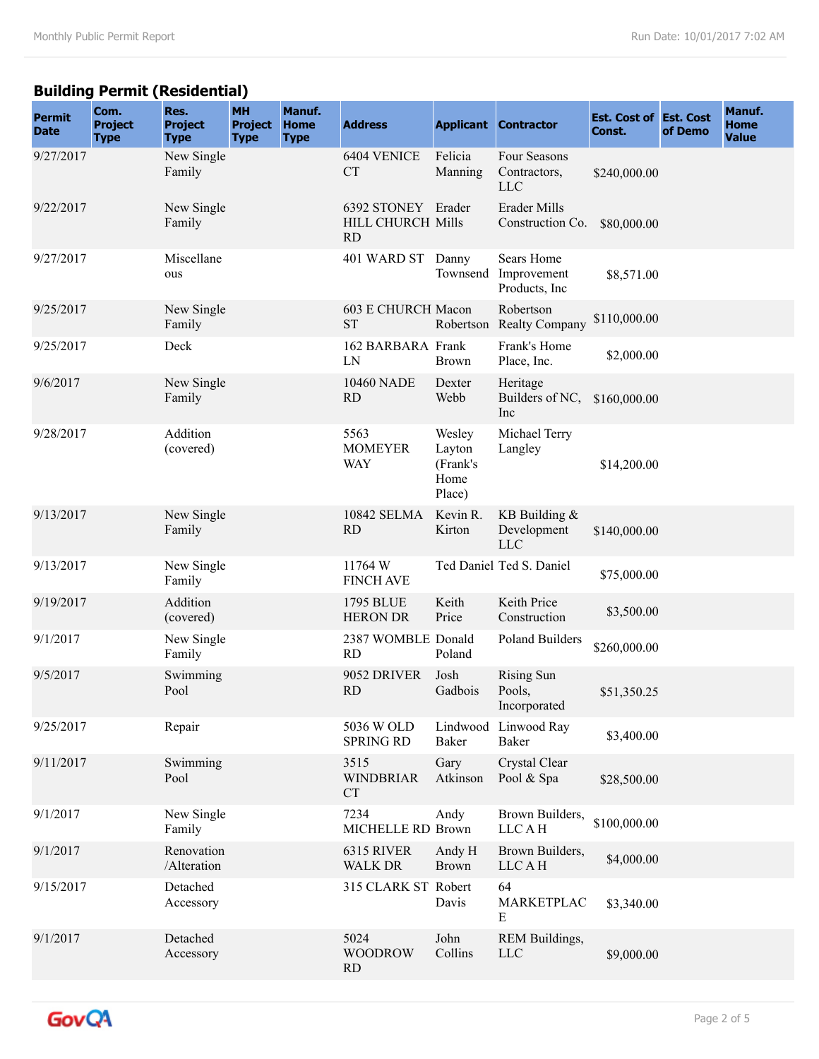## Building Permit (Residential)

| Permit Date | Com. Project Type | Res. Project Type | MH Project Type | Manuf. Home Type | Address | Applicant | Contractor | Est. Cost of Const. | Est. Cost of Demo | Manuf. Home Value |
|---|---|---|---|---|---|---|---|---|---|---|
| 9/27/2017 | | New Single Family | | | 6404 VENICE CT | Felicia Manning | Four Seasons Contractors, LLC | $240,000.00 | | |
| 9/22/2017 | | New Single Family | | | 6392 STONEY HILL CHURCH RD | Erader Mills | Erader Mills Construction Co. | $80,000.00 | | |
| 9/27/2017 | | Miscellaneous | | | 401 WARD ST | Danny Townsend | Sears Home Improvement Products, Inc | $8,571.00 | | |
| 9/25/2017 | | New Single Family | | | 603 E CHURCH ST | Macon Robertson | Robertson Realty Company | $110,000.00 | | |
| 9/25/2017 | | Deck | | | 162 BARBARA LN | Frank Brown | Frank's Home Place, Inc. | $2,000.00 | | |
| 9/6/2017 | | New Single Family | | | 10460 NADE RD | Dexter Webb | Heritage Builders of NC, Inc | $160,000.00 | | |
| 9/28/2017 | | Addition (covered) | | | 5563 MOMEYER WAY | Wesley Layton (Frank's Home Place) | Michael Terry Langley | $14,200.00 | | |
| 9/13/2017 | | New Single Family | | | 10842 SELMA RD | Kevin R. Kirton | KB Building & Development LLC | $140,000.00 | | |
| 9/13/2017 | | New Single Family | | | 11764 W FINCH AVE | Ted Daniel | Ted S. Daniel | $75,000.00 | | |
| 9/19/2017 | | Addition (covered) | | | 1795 BLUE HERON DR | Keith Price | Keith Price Construction | $3,500.00 | | |
| 9/1/2017 | | New Single Family | | | 2387 WOMBLE RD | Donald Poland | Poland Builders | $260,000.00 | | |
| 9/5/2017 | | Swimming Pool | | | 9052 DRIVER RD | Josh Gadbois | Rising Sun Pools, Incorporated | $51,350.25 | | |
| 9/25/2017 | | Repair | | | 5036 W OLD SPRING RD | Lindwood Baker | Linwood Ray Baker | $3,400.00 | | |
| 9/11/2017 | | Swimming Pool | | | 3515 WINDBRIAR CT | Gary Atkinson | Crystal Clear Pool & Spa | $28,500.00 | | |
| 9/1/2017 | | New Single Family | | | 7234 MICHELLE RD | Andy Brown | Brown Builders, LLC A H | $100,000.00 | | |
| 9/1/2017 | | Renovation /Alteration | | | 6315 RIVER WALK DR | Andy H Brown | Brown Builders, LLC A H | $4,000.00 | | |
| 9/15/2017 | | Detached Accessory | | | 315 CLARK ST | Robert Davis | 64 MARKETPLACE | $3,340.00 | | |
| 9/1/2017 | | Detached Accessory | | | 5024 WOODROW RD | John Collins | REM Buildings, LLC | $9,000.00 | | |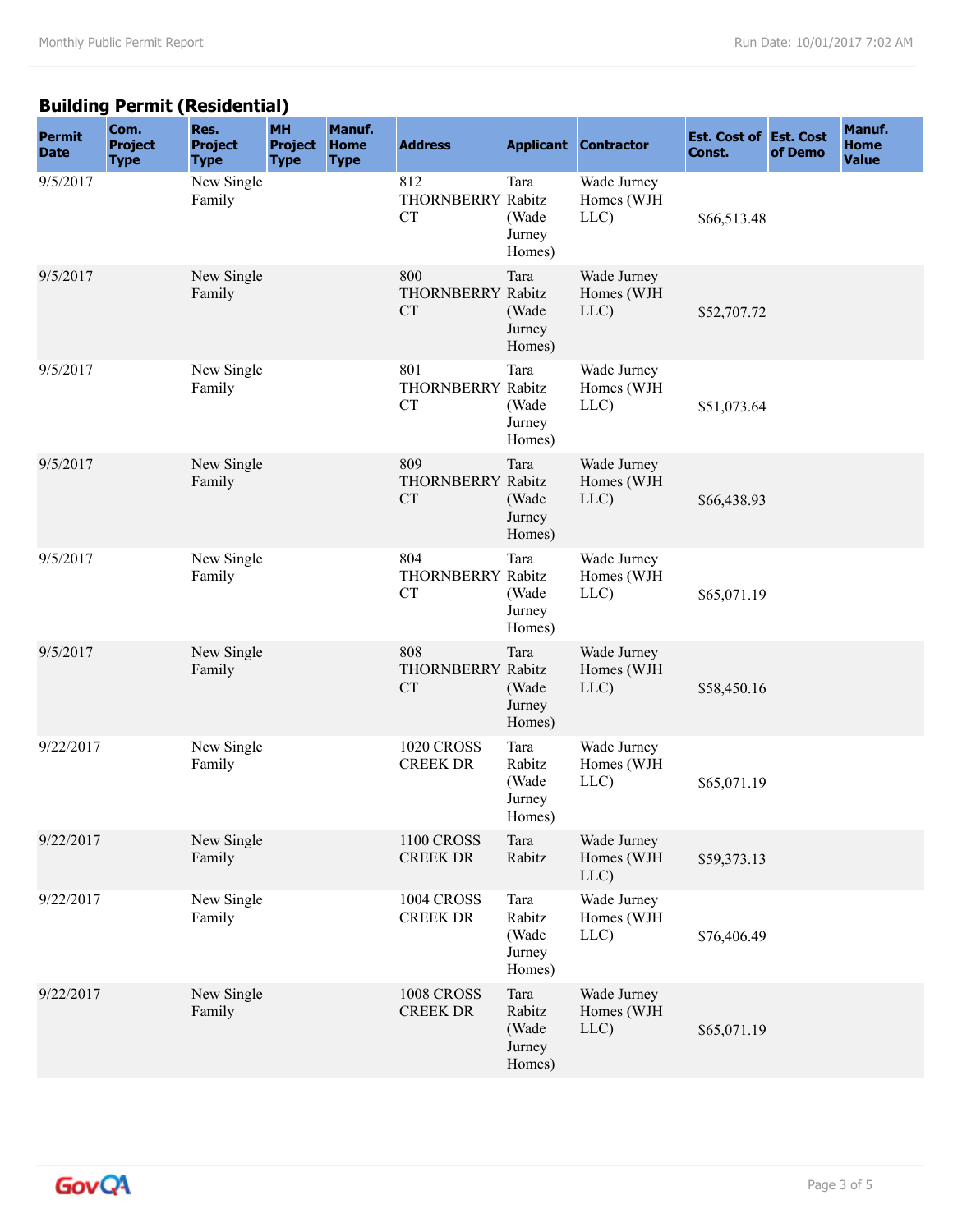## Building Permit (Residential)

| Permit Date | Com. Project Type | Res. Project Type | MH Project Type | Manuf. Home Type | Address | Applicant | Contractor | Est. Cost of Const. | Est. Cost of Demo | Manuf. Home Value |
|---|---|---|---|---|---|---|---|---|---|---|
| 9/5/2017 | | New Single Family | | | 812 THORNBERRY CT | Tara Rabitz (Wade Jurney Homes) | Wade Jurney Homes (WJH LLC) | $66,513.48 | | |
| 9/5/2017 | | New Single Family | | | 800 THORNBERRY CT | Tara Rabitz (Wade Jurney Homes) | Wade Jurney Homes (WJH LLC) | $52,707.72 | | |
| 9/5/2017 | | New Single Family | | | 801 THORNBERRY CT | Tara Rabitz (Wade Jurney Homes) | Wade Jurney Homes (WJH LLC) | $51,073.64 | | |
| 9/5/2017 | | New Single Family | | | 809 THORNBERRY CT | Tara Rabitz (Wade Jurney Homes) | Wade Jurney Homes (WJH LLC) | $66,438.93 | | |
| 9/5/2017 | | New Single Family | | | 804 THORNBERRY CT | Tara Rabitz (Wade Jurney Homes) | Wade Jurney Homes (WJH LLC) | $65,071.19 | | |
| 9/5/2017 | | New Single Family | | | 808 THORNBERRY CT | Tara Rabitz (Wade Jurney Homes) | Wade Jurney Homes (WJH LLC) | $58,450.16 | | |
| 9/22/2017 | | New Single Family | | | 1020 CROSS CREEK DR | Tara Rabitz (Wade Jurney Homes) | Wade Jurney Homes (WJH LLC) | $65,071.19 | | |
| 9/22/2017 | | New Single Family | | | 1100 CROSS CREEK DR | Tara Rabitz | Wade Jurney Homes (WJH LLC) | $59,373.13 | | |
| 9/22/2017 | | New Single Family | | | 1004 CROSS CREEK DR | Tara Rabitz (Wade Jurney Homes) | Wade Jurney Homes (WJH LLC) | $76,406.49 | | |
| 9/22/2017 | | New Single Family | | | 1008 CROSS CREEK DR | Tara Rabitz (Wade Jurney Homes) | Wade Jurney Homes (WJH LLC) | $65,071.19 | | |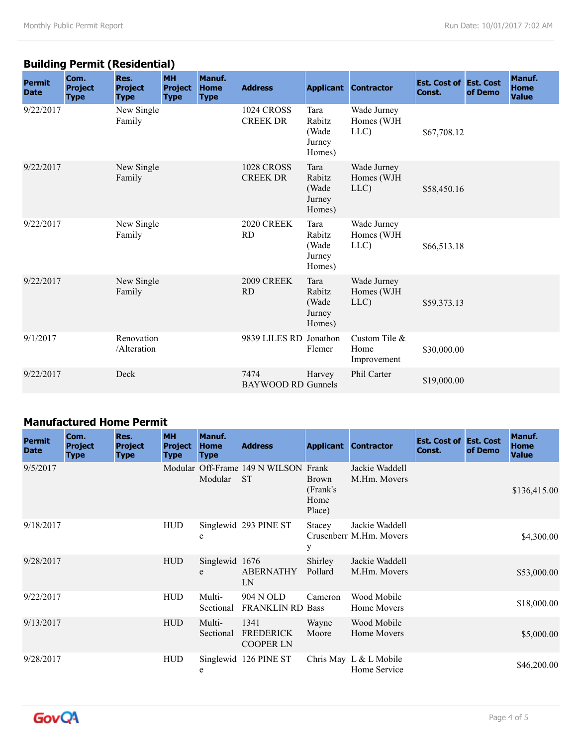## Building Permit (Residential)

| Permit Date | Com. Project Type | Res. Project Type | MH Project Type | Manuf. Home Type | Address | Applicant | Contractor | Est. Cost of Const. | Est. Cost of Demo | Manuf. Home Value |
|---|---|---|---|---|---|---|---|---|---|---|
| 9/22/2017 | | New Single Family | | | 1024 CROSS CREEK DR | Tara Rabitz (Wade Jurney Homes) | Wade Jurney Homes (WJH LLC) | $67,708.12 | | |
| 9/22/2017 | | New Single Family | | | 1028 CROSS CREEK DR | Tara Rabitz (Wade Jurney Homes) | Wade Jurney Homes (WJH LLC) | $58,450.16 | | |
| 9/22/2017 | | New Single Family | | | 2020 CREEK RD | Tara Rabitz (Wade Jurney Homes) | Wade Jurney Homes (WJH LLC) | $66,513.18 | | |
| 9/22/2017 | | New Single Family | | | 2009 CREEK RD | Tara Rabitz (Wade Jurney Homes) | Wade Jurney Homes (WJH LLC) | $59,373.13 | | |
| 9/1/2017 | | Renovation /Alteration | | | 9839 LILES RD | Jonathon Flemer | Custom Tile & Home Improvement | $30,000.00 | | |
| 9/22/2017 | | Deck | | | 7474 BAYWOOD RD | Harvey Gunnels | Phil Carter | $19,000.00 | | |

## Manufactured Home Permit

| Permit Date | Com. Project Type | Res. Project Type | MH Project Type | Manuf. Home Type | Address | Applicant | Contractor | Est. Cost of Const. | Est. Cost of Demo | Manuf. Home Value |
|---|---|---|---|---|---|---|---|---|---|---|
| 9/5/2017 | | | Modular | Off-Frame Modular | 149 N WILSON ST | Frank Brown (Frank's Home Place) | Jackie Waddell M.Hm. Movers | | | $136,415.00 |
| 9/18/2017 | | | HUD | Singlewide | 293 PINE ST | Stacey Crusenberry | Jackie Waddell M.Hm. Movers | | | $4,300.00 |
| 9/28/2017 | | | HUD | Singlewide | 1676 ABERNATHY LN | Shirley Pollard | Jackie Waddell M.Hm. Movers | | | $53,000.00 |
| 9/22/2017 | | | HUD | Multi-Sectional | 904 N OLD FRANKLIN RD | Cameron Bass | Wood Mobile Home Movers | | | $18,000.00 |
| 9/13/2017 | | | HUD | Multi-Sectional | 1341 FREDERICK COOPER LN | Wayne Moore | Wood Mobile Home Movers | | | $5,000.00 |
| 9/28/2017 | | | HUD | Singlewide | 126 PINE ST | Chris May | L & L Mobile Home Service | | | $46,200.00 |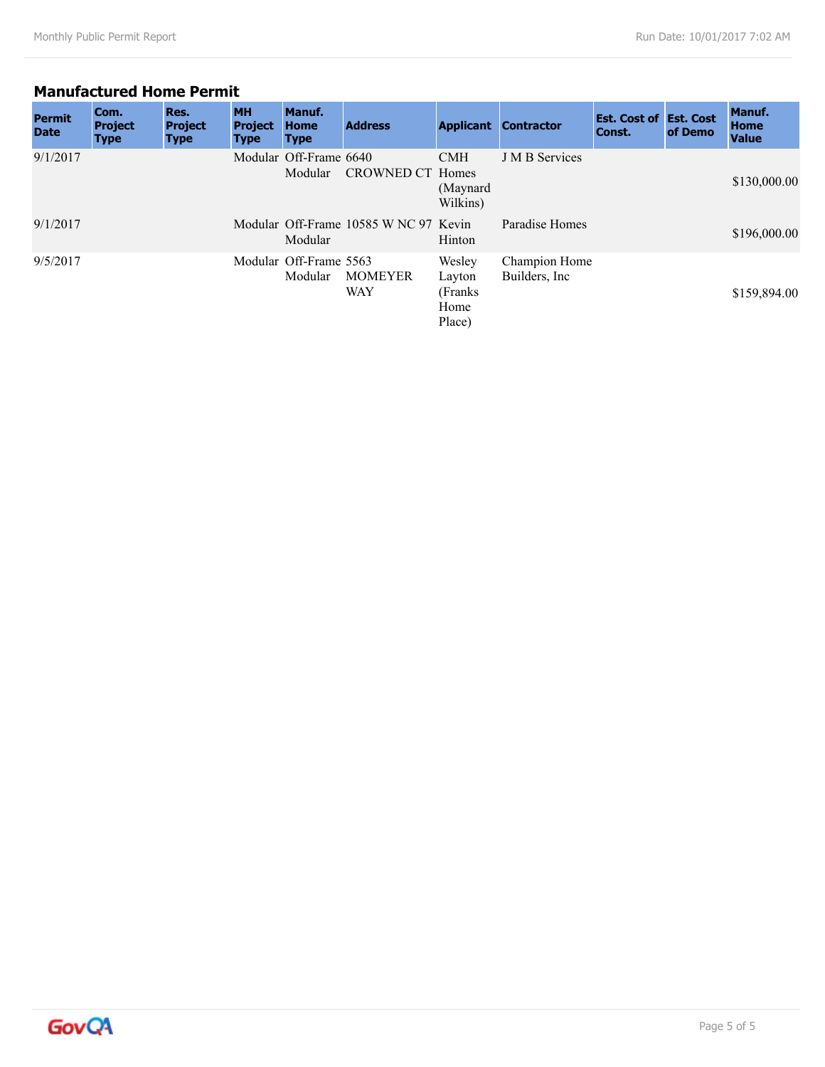## Manufactured Home Permit

| Permit Date | Com. Project Type | Res. Project Type | MH Project Type | Manuf. Home Type | Address | Applicant | Contractor | Est. Cost of Const. | Est. Cost of Demo | Manuf. Home Value |
|---|---|---|---|---|---|---|---|---|---|---|
| 9/1/2017 | | | Modular | Off-Frame Modular | 6640 CROWNED CT | CMH Homes (Maynard Wilkins) | J M B Services | | | $130,000.00 |
| 9/1/2017 | | | Modular | Off-Frame Modular | 10585 W NC 97 | Kevin Hinton | Paradise Homes | | | $196,000.00 |
| 9/5/2017 | | | Modular | Off-Frame Modular | 5563 MOMEYER WAY | Wesley Layton (Franks Home Place) | Champion Home Builders, Inc | | | $159,894.00 |